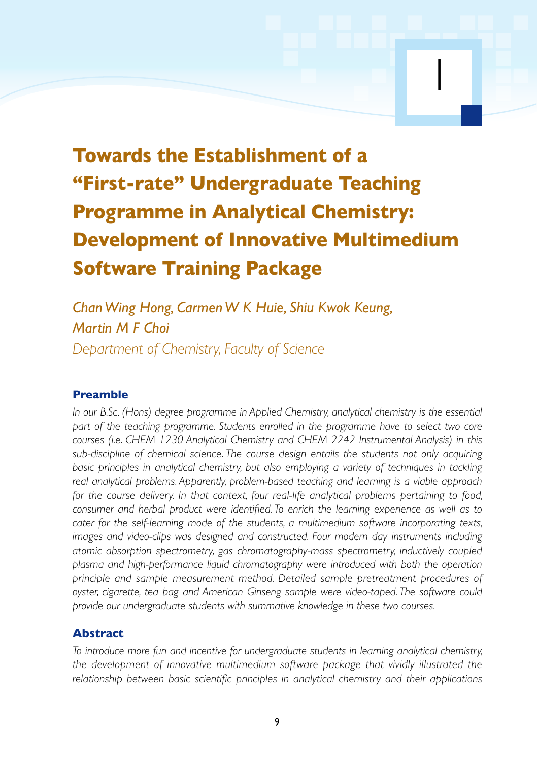# Towards the Establishment of a "First-rate" Undergraduate Teaching Programme in Analytical Chemistry: Development of Innovative Multimedium Software Training Package

*Chan Wing Hong, Carmen W K Huie, Shiu Kwok Keung, Martin M F Choi*

*Department of Chemistry, Faculty of Science*

## Preamble

*In our B.Sc. (Hons) degree programme in Applied Chemistry, analytical chemistry is the essential part of the teaching programme. Students enrolled in the programme have to select two core courses (i.e. CHEM 1230 Analytical Chemistry and CHEM 2242 Instrumental Analysis) in this sub-discipline of chemical science. The course design entails the students not only acquiring basic principles in analytical chemistry, but also employing a variety of techniques in tackling real analytical problems. Apparently, problem-based teaching and learning is a viable approach for the course delivery. In that context, four real-life analytical problems pertaining to food, consumer and herbal product were identified. To enrich the learning experience as well as to cater for the self-learning mode of the students, a multimedium software incorporating texts, images and video-clips was designed and constructed. Four modern day instruments including atomic absorption spectrometry, gas chromatography-mass spectrometry, inductively coupled plasma and high-performance liquid chromatography were introduced with both the operation principle and sample measurement method. Detailed sample pretreatment procedures of oyster, cigarette, tea bag and American Ginseng sample were video-taped. The software could provide our undergraduate students with summative knowledge in these two courses.*

## Abstract

*To introduce more fun and incentive for undergraduate students in learning analytical chemistry, the development of innovative multimedium software package that vividly illustrated the relationship between basic scientific principles in analytical chemistry and their applications*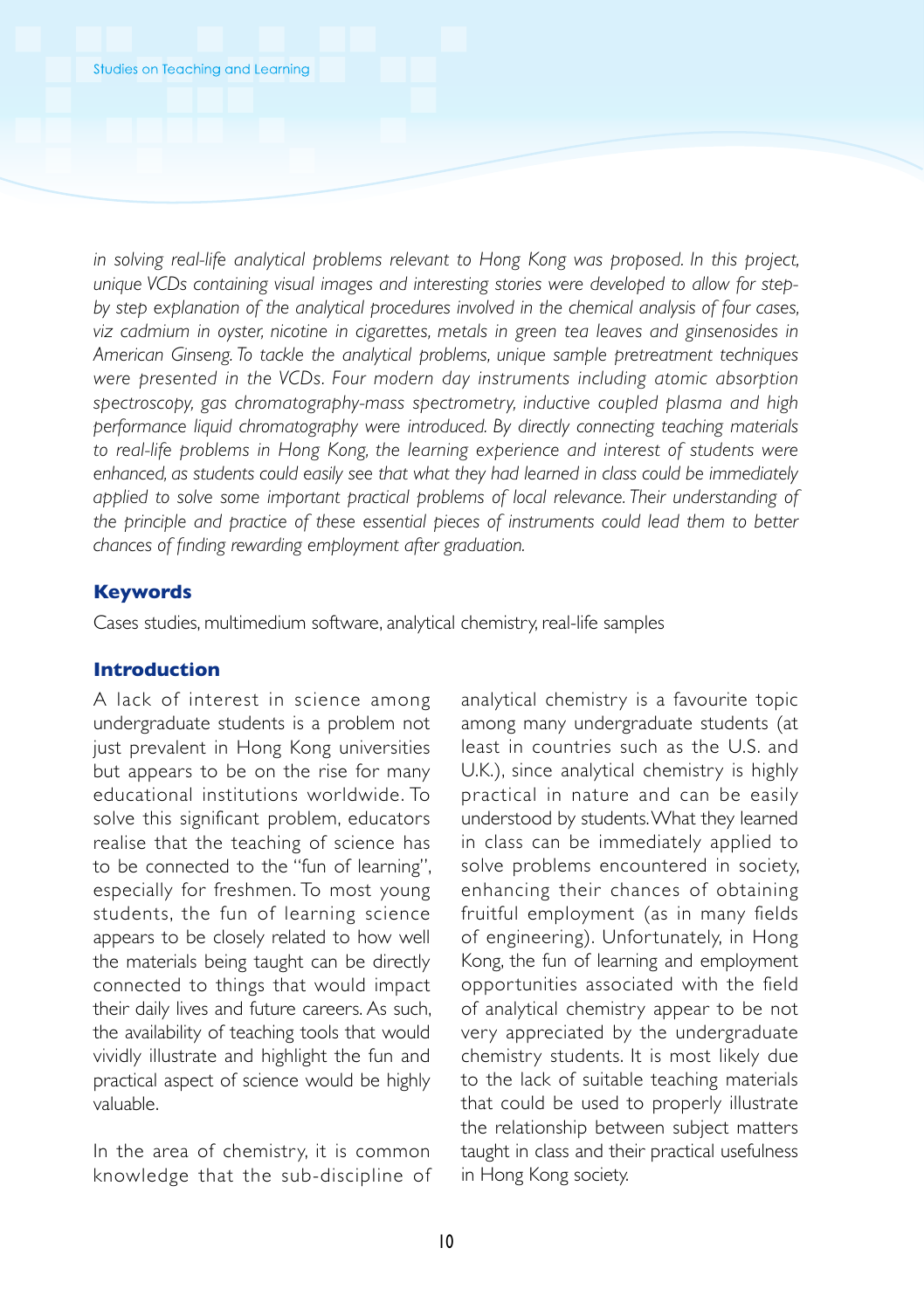*in solving real-life analytical problems relevant to Hong Kong was proposed. In this project, unique VCDs containing visual images and interesting stories were developed to allow for step-by step explanation of the analytical procedures involved in the chemical analysis of four cases, viz cadmium in oyster, nicotine in cigarettes, metals in green tea leaves and ginsenosides in American Ginseng. To tackle the analytical problems, unique sample pretreatment techniques were presented in the VCDs. Four modern day instruments including atomic absorption spectroscopy, gas chromatography-mass spectrometry, inductive coupled plasma and high performance liquid chromatography were introduced. By directly connecting teaching materials to real-life problems in Hong Kong, the learning experience and interest of students were enhanced, as students could easily see that what they had learned in class could be immediately applied to solve some important practical problems of local relevance. Their understanding of the principle and practice of these essential pieces of instruments could lead them to better chances of finding rewarding employment after graduation.*

## Keywords

Cases studies, multimedium software, analytical chemistry, real-life samples

## Introduction

A lack of interest in science among undergraduate students is a problem not just prevalent in Hong Kong universities but appears to be on the rise for many educational institutions worldwide. To solve this significant problem, educators realise that the teaching of science has to be connected to the "fun of learning", especially for freshmen. To most young students, the fun of learning science appears to be closely related to how well the materials being taught can be directly connected to things that would impact their daily lives and future careers. As such, the availability of teaching tools that would vividly illustrate and highlight the fun and practical aspect of science would be highly valuable.

In the area of chemistry, it is common knowledge that the sub-discipline of analytical chemistry is a favourite topic among many undergraduate students (at least in countries such as the U.S. and U.K.), since analytical chemistry is highly practical in nature and can be easily understood by students. What they learned in class can be immediately applied to solve problems encountered in society, enhancing their chances of obtaining fruitful employment (as in many fields of engineering). Unfortunately, in Hong Kong, the fun of learning and employment opportunities associated with the field of analytical chemistry appear to be not very appreciated by the undergraduate chemistry students. It is most likely due to the lack of suitable teaching materials that could be used to properly illustrate the relationship between subject matters taught in class and their practical usefulness in Hong Kong society.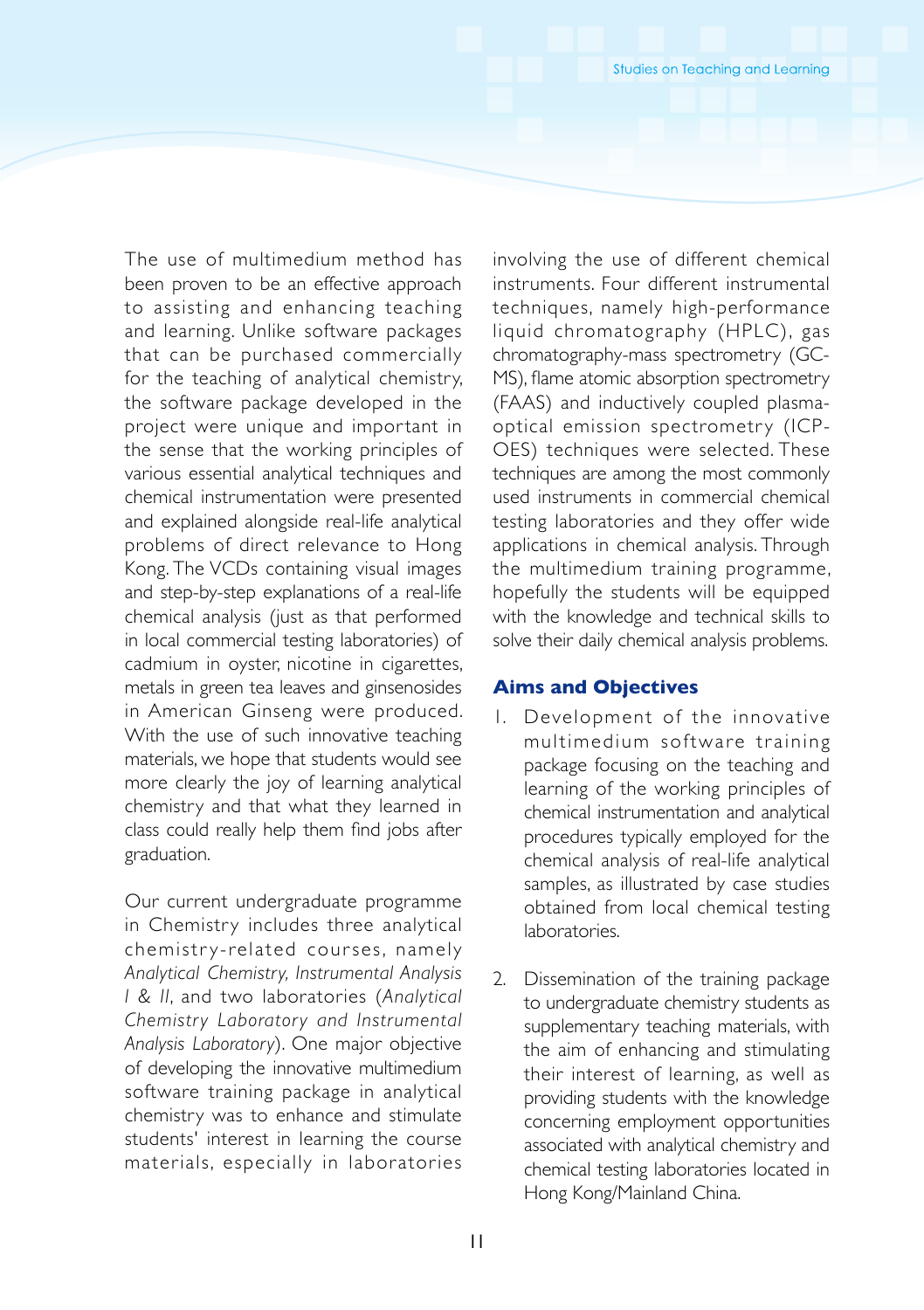The use of multimedium method has been proven to be an effective approach to assisting and enhancing teaching and learning. Unlike software packages that can be purchased commercially for the teaching of analytical chemistry, the software package developed in the project were unique and important in the sense that the working principles of various essential analytical techniques and chemical instrumentation were presented and explained alongside real-life analytical problems of direct relevance to Hong Kong. The VCDs containing visual images and step-by-step explanations of a real-life chemical analysis (just as that performed in local commercial testing laboratories) of cadmium in oyster, nicotine in cigarettes, metals in green tea leaves and ginsenosides in American Ginseng were produced. With the use of such innovative teaching materials, we hope that students would see more clearly the joy of learning analytical chemistry and that what they learned in class could really help them find jobs after graduation.

Our current undergraduate programme in Chemistry includes three analytical chemistry-related courses, namely *Analytical Chemistry, Instrumental Analysis I & II*, and two laboratories (*Analytical Chemistry Laboratory and Instrumental Analysis Laboratory*). One major objective of developing the innovative multimedium software training package in analytical chemistry was to enhance and stimulate students' interest in learning the course materials, especially in laboratories involving the use of different chemical instruments. Four different instrumental techniques, namely high-performance liquid chromatography (HPLC), gas chromatography-mass spectrometry (GC-MS), flame atomic absorption spectrometry (FAAS) and inductively coupled plasma-optical emission spectrometry (ICP-OES) techniques were selected. These techniques are among the most commonly used instruments in commercial chemical testing laboratories and they offer wide applications in chemical analysis. Through the multimedium training programme, hopefully the students will be equipped with the knowledge and technical skills to solve their daily chemical analysis problems.

## Aims and Objectives

1. Development of the innovative multimedium software training package focusing on the teaching and learning of the working principles of chemical instrumentation and analytical procedures typically employed for the chemical analysis of real-life analytical samples, as illustrated by case studies obtained from local chemical testing laboratories.

2. Dissemination of the training package to undergraduate chemistry students as supplementary teaching materials, with the aim of enhancing and stimulating their interest of learning, as well as providing students with the knowledge concerning employment opportunities associated with analytical chemistry and chemical testing laboratories located in Hong Kong/Mainland China.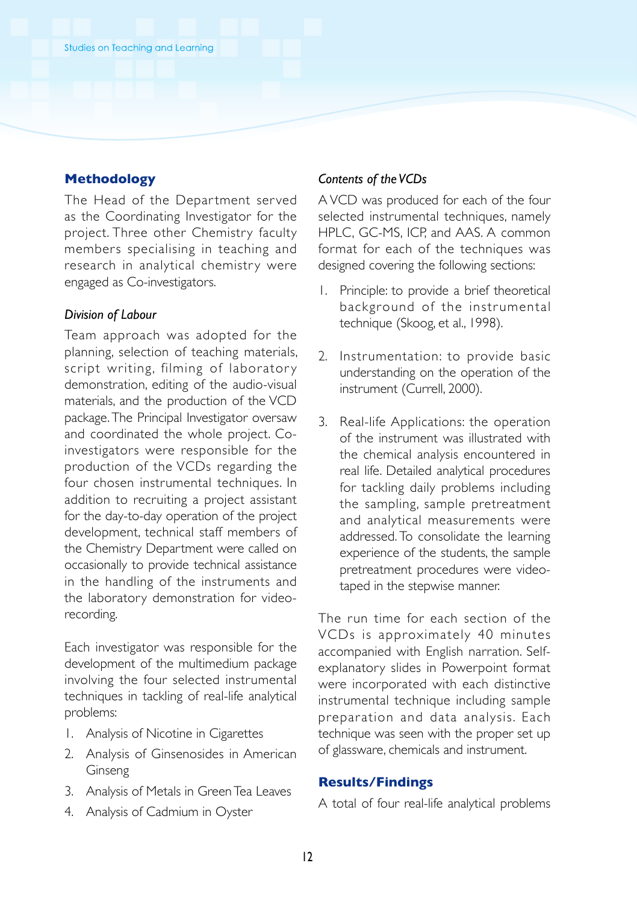## Methodology

The Head of the Department served as the Coordinating Investigator for the project. Three other Chemistry faculty members specialising in teaching and research in analytical chemistry were engaged as Co-investigators.

### *Division of Labour*

Team approach was adopted for the planning, selection of teaching materials, script writing, filming of laboratory demonstration, editing of the audio-visual materials, and the production of the VCD package. The Principal Investigator oversaw and coordinated the whole project. Co-investigators were responsible for the production of the VCDs regarding the four chosen instrumental techniques. In addition to recruiting a project assistant for the day-to-day operation of the project development, technical staff members of the Chemistry Department were called on occasionally to provide technical assistance in the handling of the instruments and the laboratory demonstration for video-recording.

Each investigator was responsible for the development of the multimedium package involving the four selected instrumental techniques in tackling of real-life analytical problems:

1. Analysis of Nicotine in Cigarettes
2. Analysis of Ginsenosides in American Ginseng
3. Analysis of Metals in Green Tea Leaves
4. Analysis of Cadmium in Oyster

### *Contents of the VCDs*

A VCD was produced for each of the four selected instrumental techniques, namely HPLC, GC-MS, ICP, and AAS. A common format for each of the techniques was designed covering the following sections:

1. Principle: to provide a brief theoretical background of the instrumental technique (Skoog, et al., 1998).
2. Instrumentation: to provide basic understanding on the operation of the instrument (Currell, 2000).
3. Real-life Applications: the operation of the instrument was illustrated with the chemical analysis encountered in real life. Detailed analytical procedures for tackling daily problems including the sampling, sample pretreatment and analytical measurements were addressed. To consolidate the learning experience of the students, the sample pretreatment procedures were video-taped in the stepwise manner.

The run time for each section of the VCDs is approximately 40 minutes accompanied with English narration. Self-explanatory slides in Powerpoint format were incorporated with each distinctive instrumental technique including sample preparation and data analysis. Each technique was seen with the proper set up of glassware, chemicals and instrument.

## Results/Findings

A total of four real-life analytical problems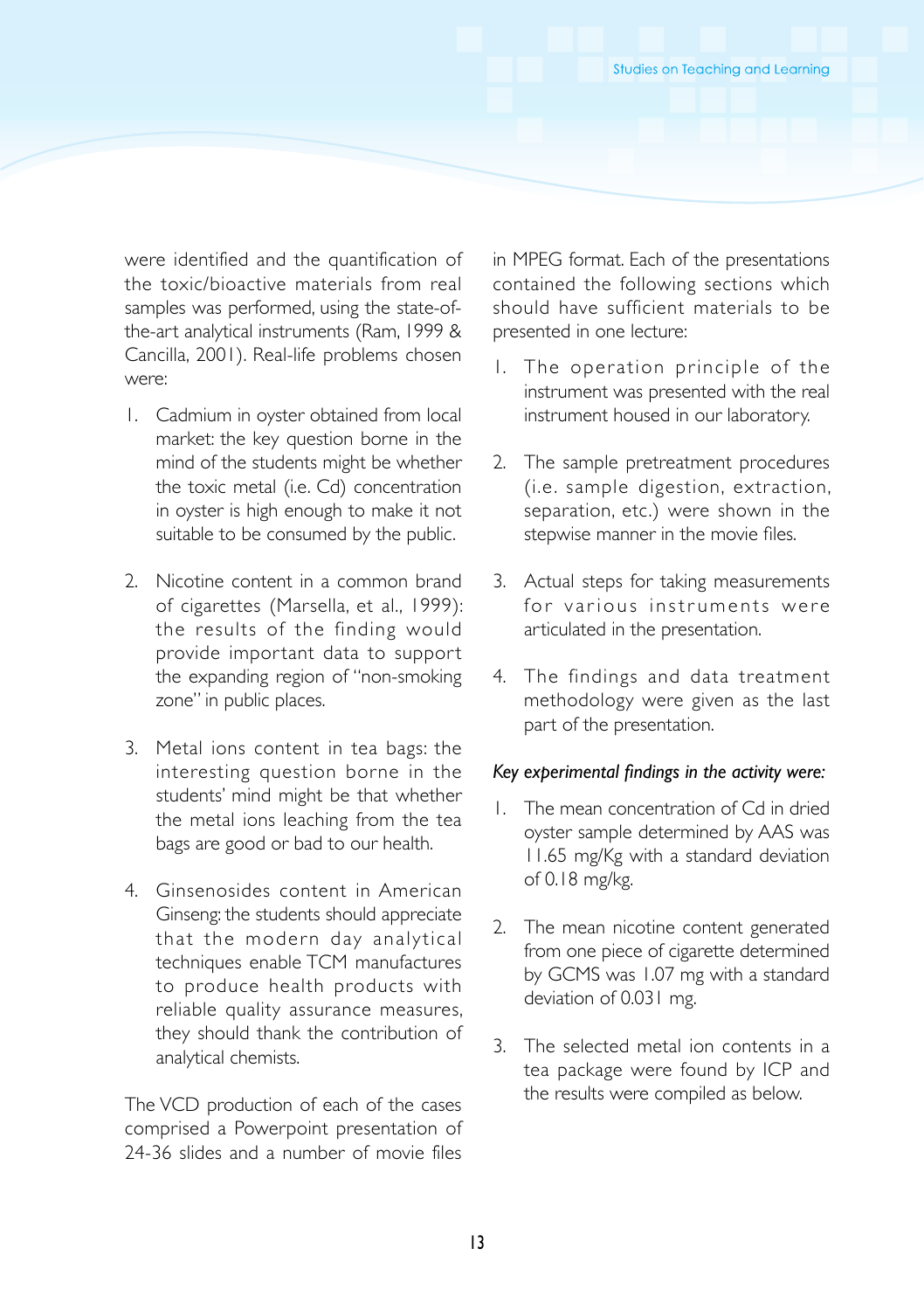were identified and the quantification of the toxic/bioactive materials from real samples was performed, using the state-of-the-art analytical instruments (Ram, 1999 & Cancilla, 2001). Real-life problems chosen were:

1. Cadmium in oyster obtained from local market: the key question borne in the mind of the students might be whether the toxic metal (i.e. Cd) concentration in oyster is high enough to make it not suitable to be consumed by the public.

2. Nicotine content in a common brand of cigarettes (Marsella, et al., 1999): the results of the finding would provide important data to support the expanding region of "non-smoking zone" in public places.

3. Metal ions content in tea bags: the interesting question borne in the students' mind might be that whether the metal ions leaching from the tea bags are good or bad to our health.

4. Ginsenosides content in American Ginseng: the students should appreciate that the modern day analytical techniques enable TCM manufactures to produce health products with reliable quality assurance measures, they should thank the contribution of analytical chemists.

The VCD production of each of the cases comprised a Powerpoint presentation of 24-36 slides and a number of movie files in MPEG format. Each of the presentations contained the following sections which should have sufficient materials to be presented in one lecture:

1. The operation principle of the instrument was presented with the real instrument housed in our laboratory.

2. The sample pretreatment procedures (i.e. sample digestion, extraction, separation, etc.) were shown in the stepwise manner in the movie files.

3. Actual steps for taking measurements for various instruments were articulated in the presentation.

4. The findings and data treatment methodology were given as the last part of the presentation.

*Key experimental findings in the activity were:*

1. The mean concentration of Cd in dried oyster sample determined by AAS was 11.65 mg/Kg with a standard deviation of 0.18 mg/kg.

2. The mean nicotine content generated from one piece of cigarette determined by GCMS was 1.07 mg with a standard deviation of 0.031 mg.

3. The selected metal ion contents in a tea package were found by ICP and the results were compiled as below.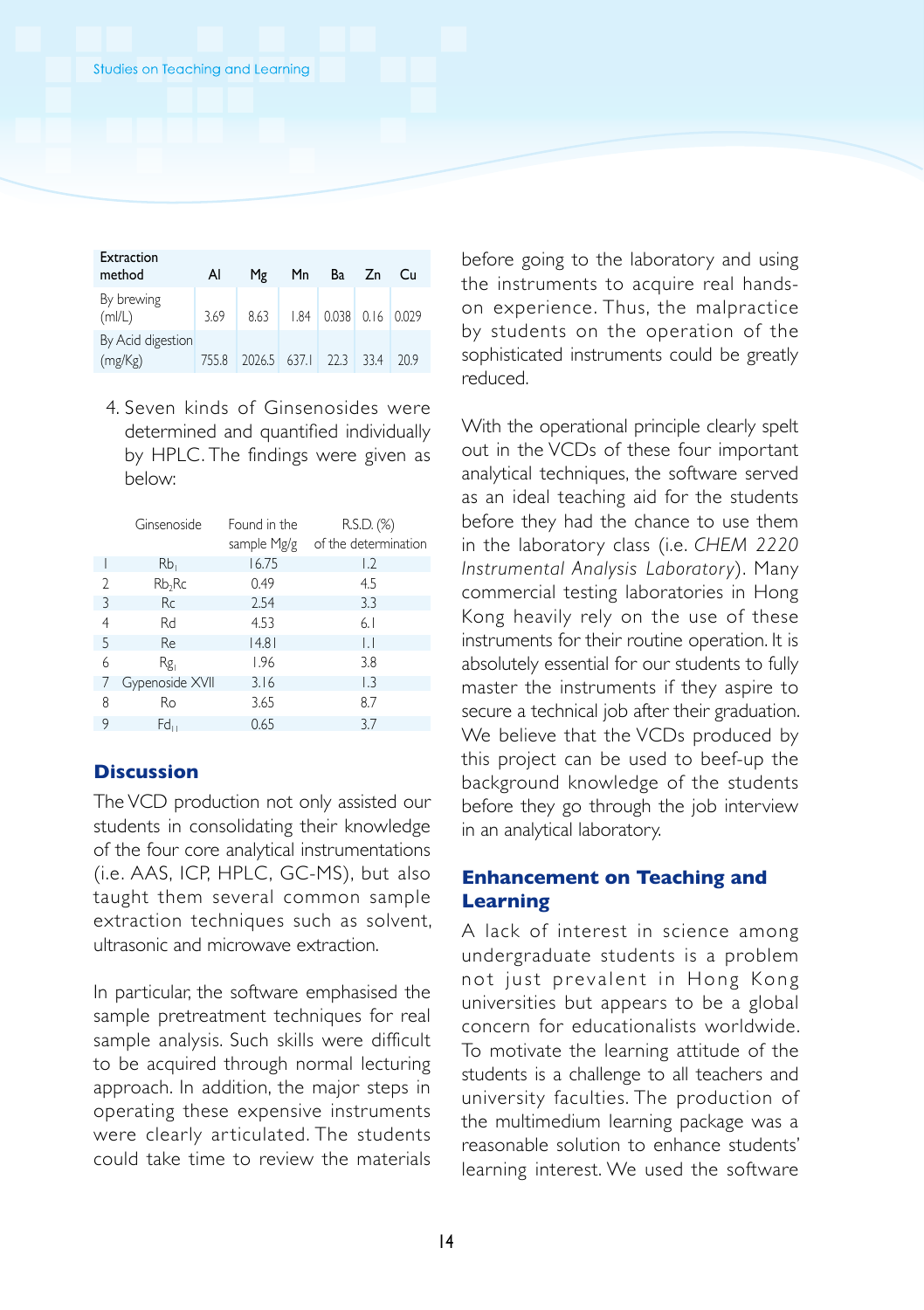| Extraction method | Al | Mg | Mn | Ba | Zn | Cu |
|---|---|---|---|---|---|---|
| By brewing (ml/L) | 3.69 | 8.63 | 1.84 | 0.038 | 0.16 | 0.029 |
| By Acid digestion (mg/Kg) | 755.8 | 2026.5 | 637.1 | 22.3 | 33.4 | 20.9 |

4. Seven kinds of Ginsenosides were determined and quantified individually by HPLC. The findings were given as below:

| | Ginsenoside | Found in the sample Mg/g | R.S.D. (%) of the determination |
|---|---|---|---|
| 1 | $Rb_1$ | 16.75 | 1.2 |
| 2 | $Rb_2Rc$ | 0.49 | 4.5 |
| 3 | Rc | 2.54 | 3.3 |
| 4 | Rd | 4.53 | 6.1 |
| 5 | Re | 14.81 | 1.1 |
| 6 | $Rg_1$ | 1.96 | 3.8 |
| 7 | Gypenoside XVII | 3.16 | 1.3 |
| 8 | Ro | 3.65 | 8.7 |
| 9 | $Fd_{11}$ | 0.65 | 3.7 |

## Discussion

The VCD production not only assisted our students in consolidating their knowledge of the four core analytical instrumentations (i.e. AAS, ICP, HPLC, GC-MS), but also taught them several common sample extraction techniques such as solvent, ultrasonic and microwave extraction.

In particular, the software emphasised the sample pretreatment techniques for real sample analysis. Such skills were difficult to be acquired through normal lecturing approach. In addition, the major steps in operating these expensive instruments were clearly articulated. The students could take time to review the materials before going to the laboratory and using the instruments to acquire real hands-on experience. Thus, the malpractice by students on the operation of the sophisticated instruments could be greatly reduced.

With the operational principle clearly spelt out in the VCDs of these four important analytical techniques, the software served as an ideal teaching aid for the students before they had the chance to use them in the laboratory class (i.e. *CHEM 2220 Instrumental Analysis Laboratory*). Many commercial testing laboratories in Hong Kong heavily rely on the use of these instruments for their routine operation. It is absolutely essential for our students to fully master the instruments if they aspire to secure a technical job after their graduation. We believe that the VCDs produced by this project can be used to beef-up the background knowledge of the students before they go through the job interview in an analytical laboratory.

## Enhancement on Teaching and Learning

A lack of interest in science among undergraduate students is a problem not just prevalent in Hong Kong universities but appears to be a global concern for educationalists worldwide. To motivate the learning attitude of the students is a challenge to all teachers and university faculties. The production of the multimedium learning package was a reasonable solution to enhance students' learning interest. We used the software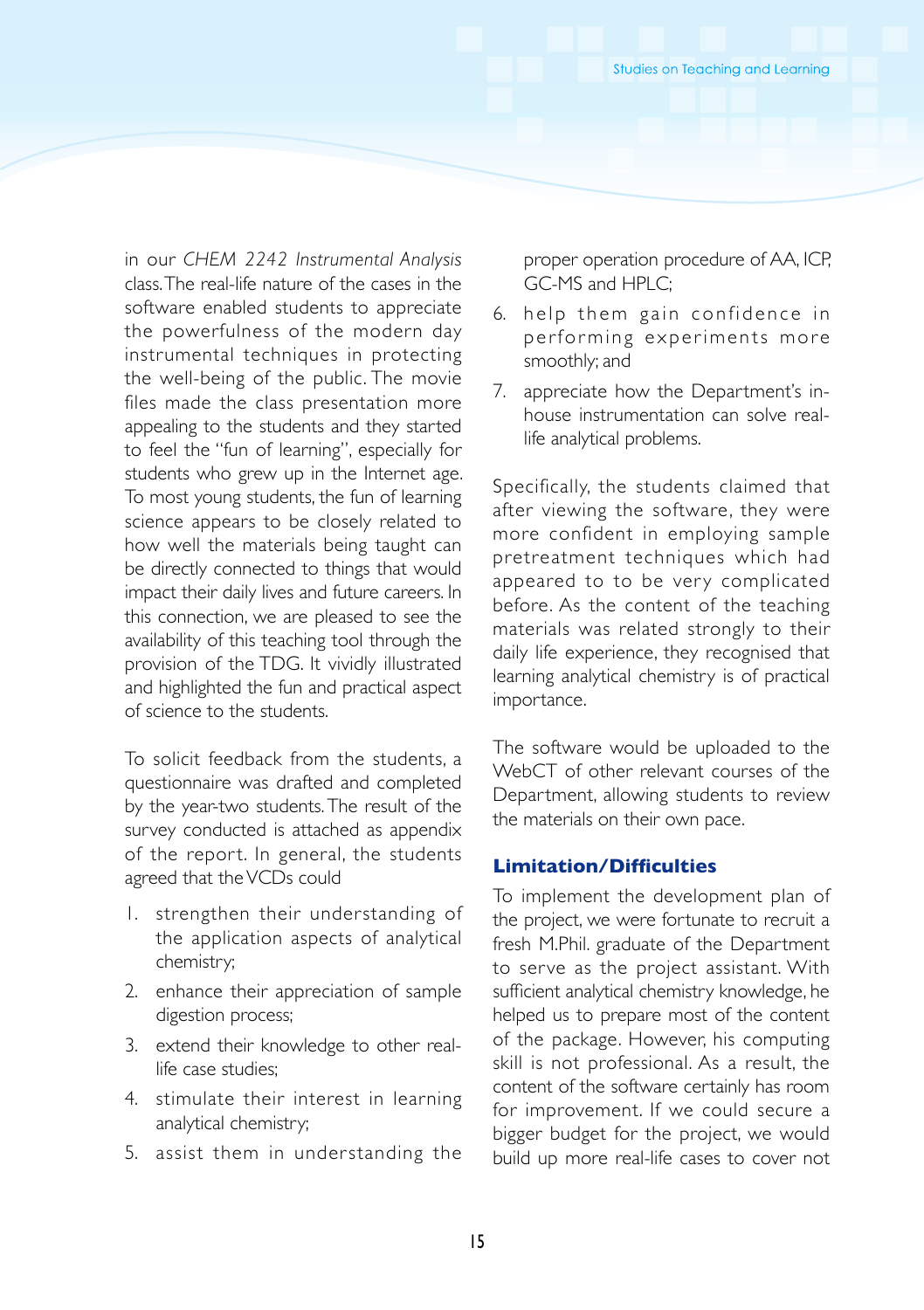in our *CHEM 2242 Instrumental Analysis* class. The real-life nature of the cases in the software enabled students to appreciate the powerfulness of the modern day instrumental techniques in protecting the well-being of the public. The movie files made the class presentation more appealing to the students and they started to feel the "fun of learning", especially for students who grew up in the Internet age. To most young students, the fun of learning science appears to be closely related to how well the materials being taught can be directly connected to things that would impact their daily lives and future careers. In this connection, we are pleased to see the availability of this teaching tool through the provision of the TDG. It vividly illustrated and highlighted the fun and practical aspect of science to the students.

To solicit feedback from the students, a questionnaire was drafted and completed by the year-two students. The result of the survey conducted is attached as appendix of the report. In general, the students agreed that the VCDs could

1. strengthen their understanding of the application aspects of analytical chemistry;
2. enhance their appreciation of sample digestion process;
3. extend their knowledge to other real-life case studies;
4. stimulate their interest in learning analytical chemistry;
5. assist them in understanding the proper operation procedure of AA, ICP, GC-MS and HPLC;
6. help them gain confidence in performing experiments more smoothly; and
7. appreciate how the Department's in-house instrumentation can solve real-life analytical problems.

Specifically, the students claimed that after viewing the software, they were more confident in employing sample pretreatment techniques which had appeared to to be very complicated before. As the content of the teaching materials was related strongly to their daily life experience, they recognised that learning analytical chemistry is of practical importance.

The software would be uploaded to the WebCT of other relevant courses of the Department, allowing students to review the materials on their own pace.

## Limitation/Difficulties

To implement the development plan of the project, we were fortunate to recruit a fresh M.Phil. graduate of the Department to serve as the project assistant. With sufficient analytical chemistry knowledge, he helped us to prepare most of the content of the package. However, his computing skill is not professional. As a result, the content of the software certainly has room for improvement. If we could secure a bigger budget for the project, we would build up more real-life cases to cover not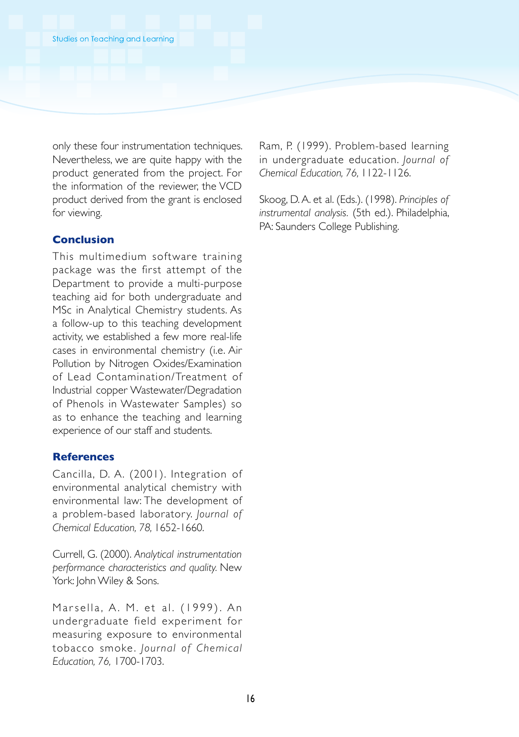only these four instrumentation techniques. Nevertheless, we are quite happy with the product generated from the project. For the information of the reviewer, the VCD product derived from the grant is enclosed for viewing.

## Conclusion

This multimedium software training package was the first attempt of the Department to provide a multi-purpose teaching aid for both undergraduate and MSc in Analytical Chemistry students. As a follow-up to this teaching development activity, we established a few more real-life cases in environmental chemistry (i.e. Air Pollution by Nitrogen Oxides/Examination of Lead Contamination/Treatment of Industrial copper Wastewater/Degradation of Phenols in Wastewater Samples) so as to enhance the teaching and learning experience of our staff and students.

## References

Cancilla, D. A. (2001). Integration of environmental analytical chemistry with environmental law: The development of a problem-based laboratory. *Journal of Chemical Education, 78,* 1652-1660.

Currell, G. (2000). *Analytical instrumentation performance characteristics and quality.* New York: John Wiley & Sons.

Marsella, A. M. et al. (1999). An undergraduate field experiment for measuring exposure to environmental tobacco smoke. *Journal of Chemical Education, 76,* 1700-1703.

Ram, P. (1999). Problem-based learning in undergraduate education. *Journal of Chemical Education, 76,* 1122-1126.

Skoog, D. A. et al. (Eds.). (1998). *Principles of instrumental analysis.* (5th ed.). Philadelphia, PA: Saunders College Publishing.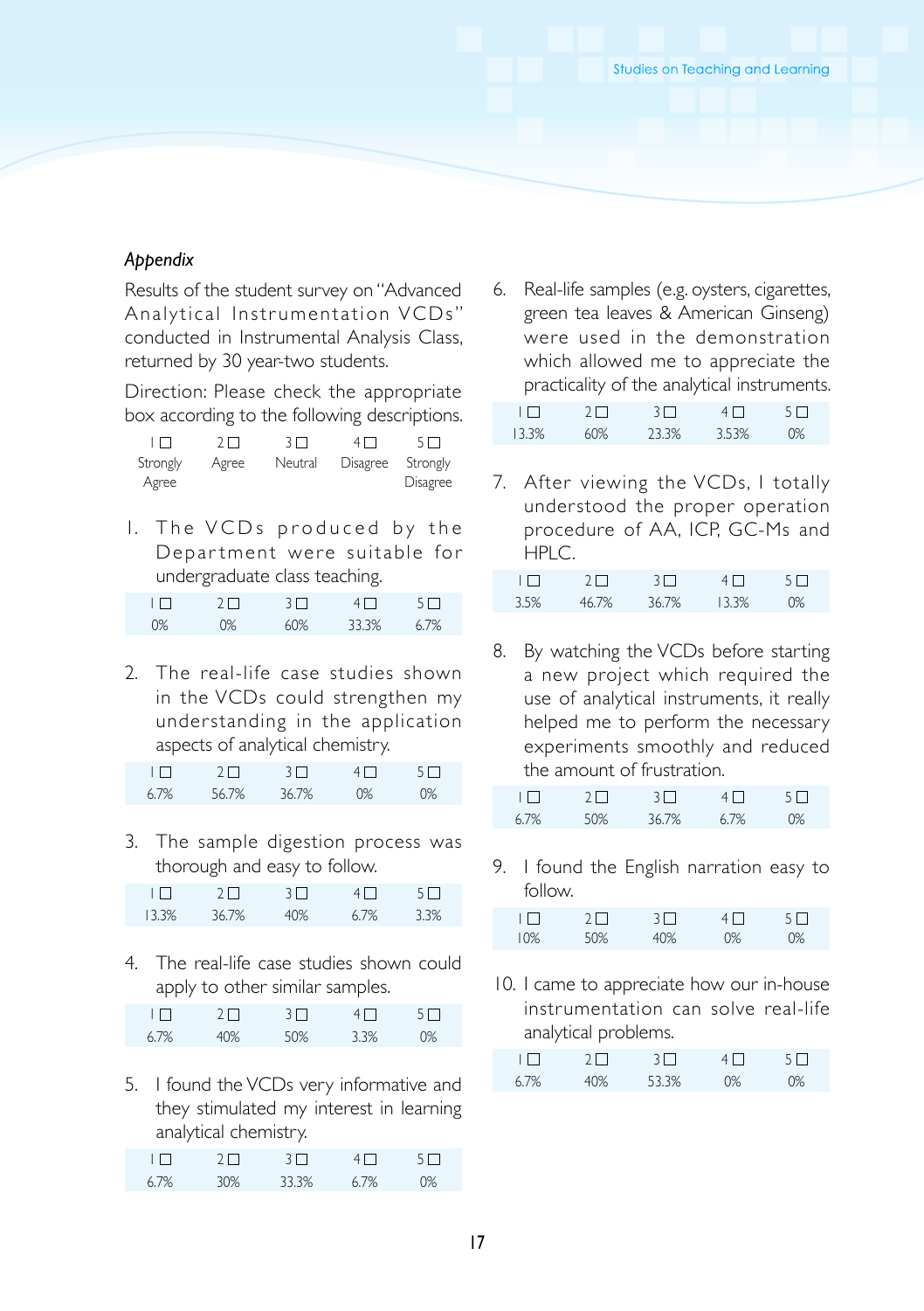*Appendix*

Results of the student survey on "Advanced Analytical Instrumentation VCDs" conducted in Instrumental Analysis Class, returned by 30 year-two students.

Direction: Please check the appropriate box according to the following descriptions.

| 1 ☐ | 2 ☐ | 3 ☐ | 4 ☐ | 5 ☐ |
|---|---|---|---|---|
| Strongly Agree | Agree | Neutral | Disagree | Strongly Disagree |

1. The VCDs produced by the Department were suitable for undergraduate class teaching.

| 1 ☐ | 2 ☐ | 3 ☐ | 4 ☐ | 5 ☐ |
|---|---|---|---|---|
| 0% | 0% | 60% | 33.3% | 6.7% |

2. The real-life case studies shown in the VCDs could strengthen my understanding in the application aspects of analytical chemistry.

| 1 ☐ | 2 ☐ | 3 ☐ | 4 ☐ | 5 ☐ |
|---|---|---|---|---|
| 6.7% | 56.7% | 36.7% | 0% | 0% |

3. The sample digestion process was thorough and easy to follow.

| 1 ☐ | 2 ☐ | 3 ☐ | 4 ☐ | 5 ☐ |
|---|---|---|---|---|
| 13.3% | 36.7% | 40% | 6.7% | 3.3% |

4. The real-life case studies shown could apply to other similar samples.

| 1 ☐ | 2 ☐ | 3 ☐ | 4 ☐ | 5 ☐ |
|---|---|---|---|---|
| 6.7% | 40% | 50% | 3.3% | 0% |

5. I found the VCDs very informative and they stimulated my interest in learning analytical chemistry.

| 1 ☐ | 2 ☐ | 3 ☐ | 4 ☐ | 5 ☐ |
|---|---|---|---|---|
| 6.7% | 30% | 33.3% | 6.7% | 0% |

6. Real-life samples (e.g. oysters, cigarettes, green tea leaves & American Ginseng) were used in the demonstration which allowed me to appreciate the practicality of the analytical instruments.

| 1 ☐ | 2 ☐ | 3 ☐ | 4 ☐ | 5 ☐ |
|---|---|---|---|---|
| 13.3% | 60% | 23.3% | 3.53% | 0% |

7. After viewing the VCDs, I totally understood the proper operation procedure of AA, ICP, GC-Ms and HPLC.

| 1 ☐ | 2 ☐ | 3 ☐ | 4 ☐ | 5 ☐ |
|---|---|---|---|---|
| 3.5% | 46.7% | 36.7% | 13.3% | 0% |

8. By watching the VCDs before starting a new project which required the use of analytical instruments, it really helped me to perform the necessary experiments smoothly and reduced the amount of frustration.

| 1 ☐ | 2 ☐ | 3 ☐ | 4 ☐ | 5 ☐ |
|---|---|---|---|---|
| 6.7% | 50% | 36.7% | 6.7% | 0% |

9. I found the English narration easy to follow.

| 1 ☐ | 2 ☐ | 3 ☐ | 4 ☐ | 5 ☐ |
|---|---|---|---|---|
| 10% | 50% | 40% | 0% | 0% |

10. I came to appreciate how our in-house instrumentation can solve real-life analytical problems.

| 1 ☐ | 2 ☐ | 3 ☐ | 4 ☐ | 5 ☐ |
|---|---|---|---|---|
| 6.7% | 40% | 53.3% | 0% | 0% |